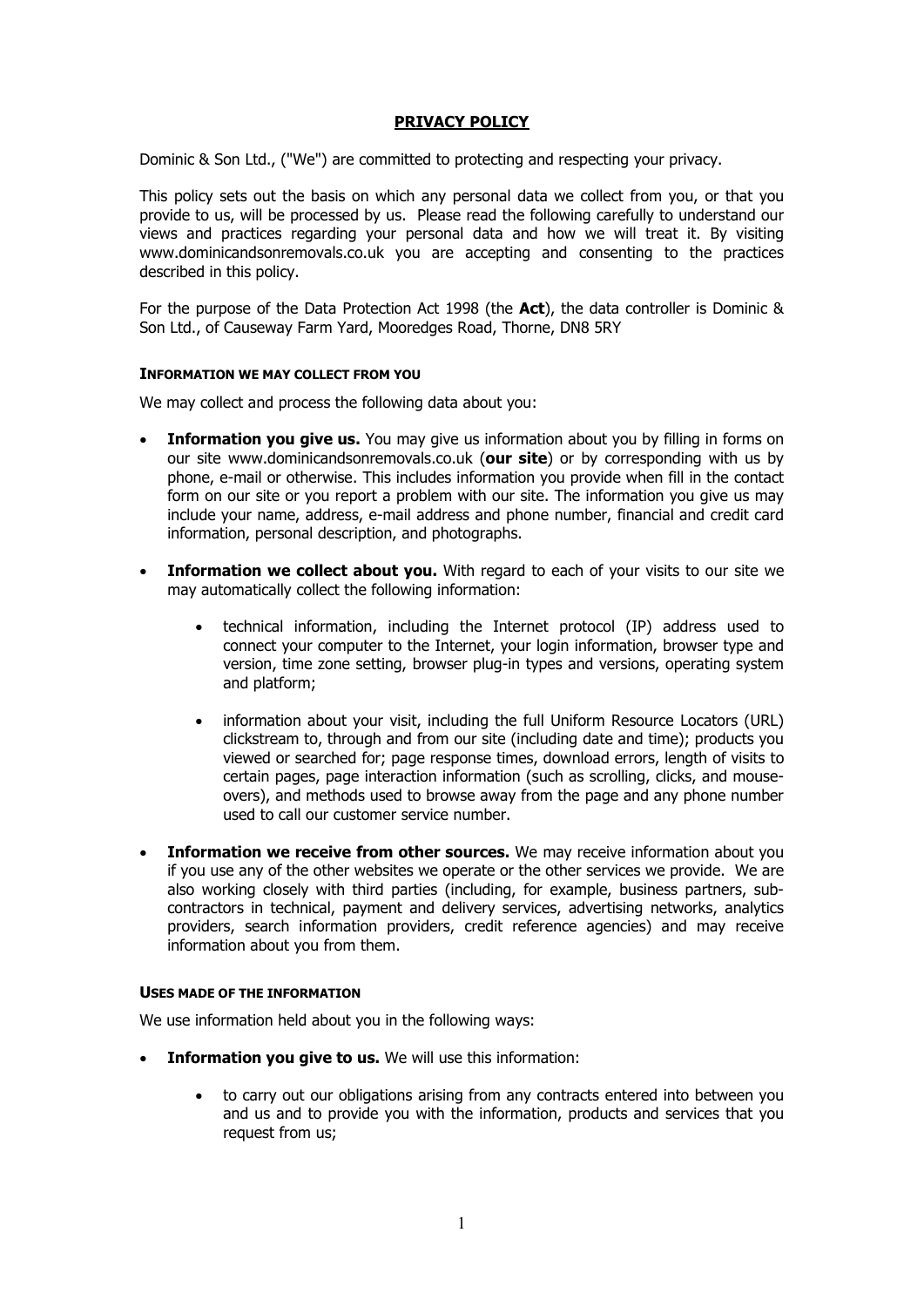# PRIVACY POLICY

Dominic & Son Ltd., ("We") are committed to protecting and respecting your privacy.

This policy sets out the basis on which any personal data we collect from you, or that you provide to us, will be processed by us. Please read the following carefully to understand our views and practices regarding your personal data and how we will treat it. By visiting www.dominicandsonremovals.co.uk you are accepting and consenting to the practices described in this policy.

For the purpose of the Data Protection Act 1998 (the **Act**), the data controller is Dominic & Son Ltd., of Causeway Farm Yard, Mooredges Road, Thorne, DN8 5RY

## INFORMATION WE MAY COLLECT FROM YOU

We may collect and process the following data about you:

- **Information you give us.** You may give us information about you by filling in forms on our site www.dominicandsonremovals.co.uk (**our site**) or by corresponding with us by phone, e-mail or otherwise. This includes information you provide when fill in the contact form on our site or you report a problem with our site. The information you give us may include your name, address, e-mail address and phone number, financial and credit card information, personal description, and photographs.

- **Information we collect about you.** With regard to each of your visits to our site we may automatically collect the following information:

  - technical information, including the Internet protocol (IP) address used to connect your computer to the Internet, your login information, browser type and version, time zone setting, browser plug-in types and versions, operating system and platform;

  - information about your visit, including the full Uniform Resource Locators (URL) clickstream to, through and from our site (including date and time); products you viewed or searched for; page response times, download errors, length of visits to certain pages, page interaction information (such as scrolling, clicks, and mouse-overs), and methods used to browse away from the page and any phone number used to call our customer service number.

- **Information we receive from other sources.** We may receive information about you if you use any of the other websites we operate or the other services we provide. We are also working closely with third parties (including, for example, business partners, sub-contractors in technical, payment and delivery services, advertising networks, analytics providers, search information providers, credit reference agencies) and may receive information about you from them.

## USES MADE OF THE INFORMATION

We use information held about you in the following ways:

- **Information you give to us.** We will use this information:

  - to carry out our obligations arising from any contracts entered into between you and us and to provide you with the information, products and services that you request from us;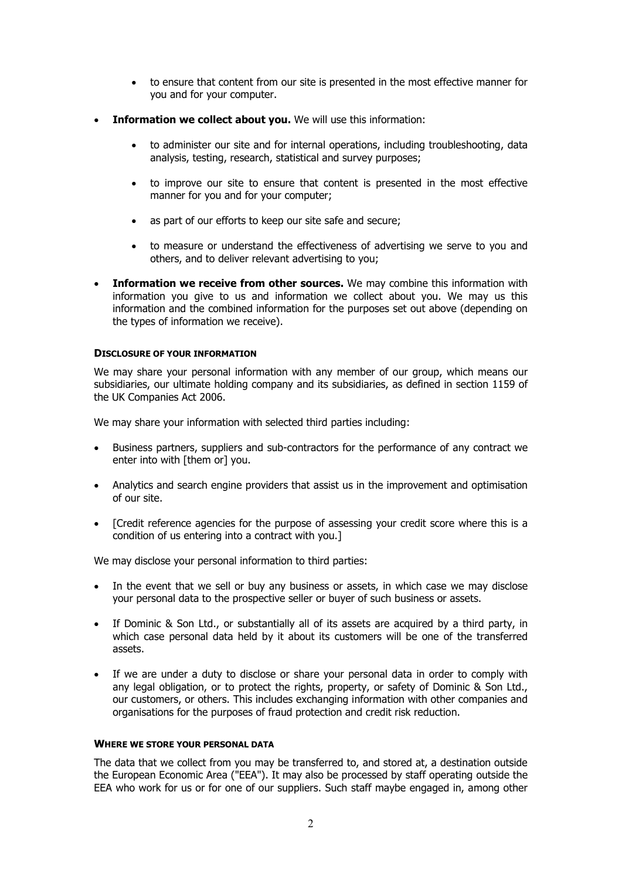- to ensure that content from our site is presented in the most effective manner for you and for your computer.

- **Information we collect about you.** We will use this information:

  - to administer our site and for internal operations, including troubleshooting, data analysis, testing, research, statistical and survey purposes;

  - to improve our site to ensure that content is presented in the most effective manner for you and for your computer;

  - as part of our efforts to keep our site safe and secure;

  - to measure or understand the effectiveness of advertising we serve to you and others, and to deliver relevant advertising to you;

- **Information we receive from other sources.** We may combine this information with information you give to us and information we collect about you. We may us this information and the combined information for the purposes set out above (depending on the types of information we receive).

#### DISCLOSURE OF YOUR INFORMATION

We may share your personal information with any member of our group, which means our subsidiaries, our ultimate holding company and its subsidiaries, as defined in section 1159 of the UK Companies Act 2006.

We may share your information with selected third parties including:

- Business partners, suppliers and sub-contractors for the performance of any contract we enter into with [them or] you.

- Analytics and search engine providers that assist us in the improvement and optimisation of our site.

- [Credit reference agencies for the purpose of assessing your credit score where this is a condition of us entering into a contract with you.]

We may disclose your personal information to third parties:

- In the event that we sell or buy any business or assets, in which case we may disclose your personal data to the prospective seller or buyer of such business or assets.

- If Dominic & Son Ltd., or substantially all of its assets are acquired by a third party, in which case personal data held by it about its customers will be one of the transferred assets.

- If we are under a duty to disclose or share your personal data in order to comply with any legal obligation, or to protect the rights, property, or safety of Dominic & Son Ltd., our customers, or others. This includes exchanging information with other companies and organisations for the purposes of fraud protection and credit risk reduction.

#### WHERE WE STORE YOUR PERSONAL DATA

The data that we collect from you may be transferred to, and stored at, a destination outside the European Economic Area ("EEA"). It may also be processed by staff operating outside the EEA who work for us or for one of our suppliers. Such staff maybe engaged in, among other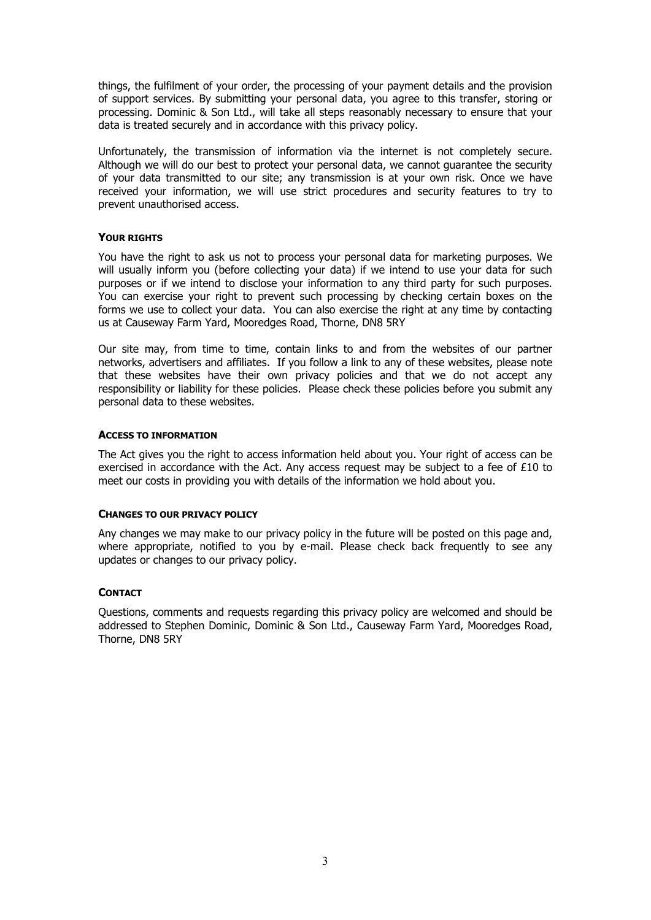things, the fulfilment of your order, the processing of your payment details and the provision of support services. By submitting your personal data, you agree to this transfer, storing or processing. Dominic & Son Ltd., will take all steps reasonably necessary to ensure that your data is treated securely and in accordance with this privacy policy.

Unfortunately, the transmission of information via the internet is not completely secure. Although we will do our best to protect your personal data, we cannot guarantee the security of your data transmitted to our site; any transmission is at your own risk. Once we have received your information, we will use strict procedures and security features to try to prevent unauthorised access.

### YOUR RIGHTS

You have the right to ask us not to process your personal data for marketing purposes. We will usually inform you (before collecting your data) if we intend to use your data for such purposes or if we intend to disclose your information to any third party for such purposes. You can exercise your right to prevent such processing by checking certain boxes on the forms we use to collect your data. You can also exercise the right at any time by contacting us at Causeway Farm Yard, Mooredges Road, Thorne, DN8 5RY

Our site may, from time to time, contain links to and from the websites of our partner networks, advertisers and affiliates. If you follow a link to any of these websites, please note that these websites have their own privacy policies and that we do not accept any responsibility or liability for these policies. Please check these policies before you submit any personal data to these websites.

### ACCESS TO INFORMATION

The Act gives you the right to access information held about you. Your right of access can be exercised in accordance with the Act. Any access request may be subject to a fee of £10 to meet our costs in providing you with details of the information we hold about you.

### CHANGES TO OUR PRIVACY POLICY

Any changes we may make to our privacy policy in the future will be posted on this page and, where appropriate, notified to you by e-mail. Please check back frequently to see any updates or changes to our privacy policy.

### CONTACT

Questions, comments and requests regarding this privacy policy are welcomed and should be addressed to Stephen Dominic, Dominic & Son Ltd., Causeway Farm Yard, Mooredges Road, Thorne, DN8 5RY